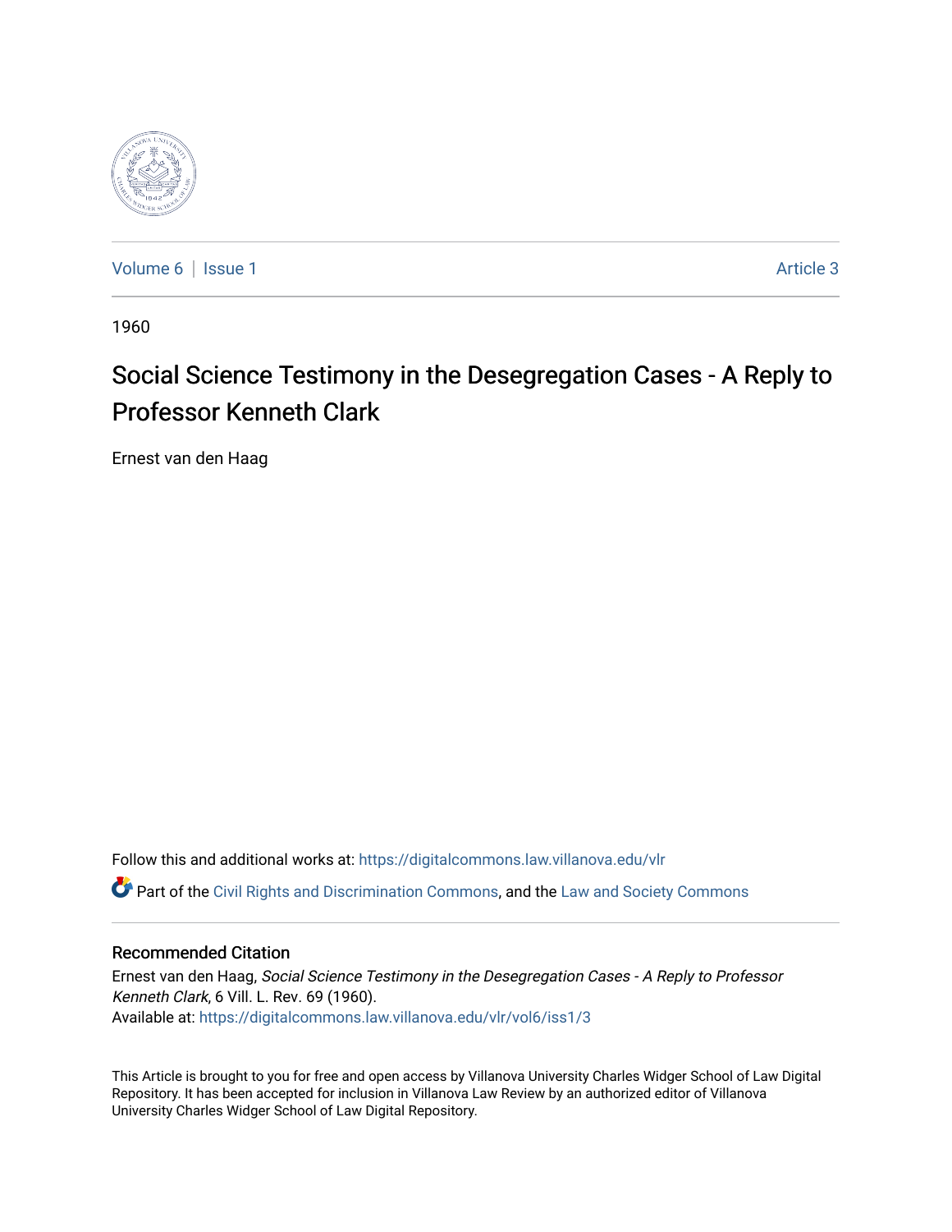Volume 6 | Issue 1 Article 3

1960

# Social Science Testimony in the Desegregation Cases - A Reply to Professor Kenneth Clark

Ernest van den Haag

Follow this and additional works at: https://digitalcommons.law.villanova.edu/vlr

Part of the Civil Rights and Discrimination Commons, and the Law and Society Commons

## Recommended Citation

Ernest van den Haag, *Social Science Testimony in the Desegregation Cases - A Reply to Professor Kenneth Clark*, 6 Vill. L. Rev. 69 (1960).
Available at: https://digitalcommons.law.villanova.edu/vlr/vol6/iss1/3

This Article is brought to you for free and open access by Villanova University Charles Widger School of Law Digital Repository. It has been accepted for inclusion in Villanova Law Review by an authorized editor of Villanova University Charles Widger School of Law Digital Repository.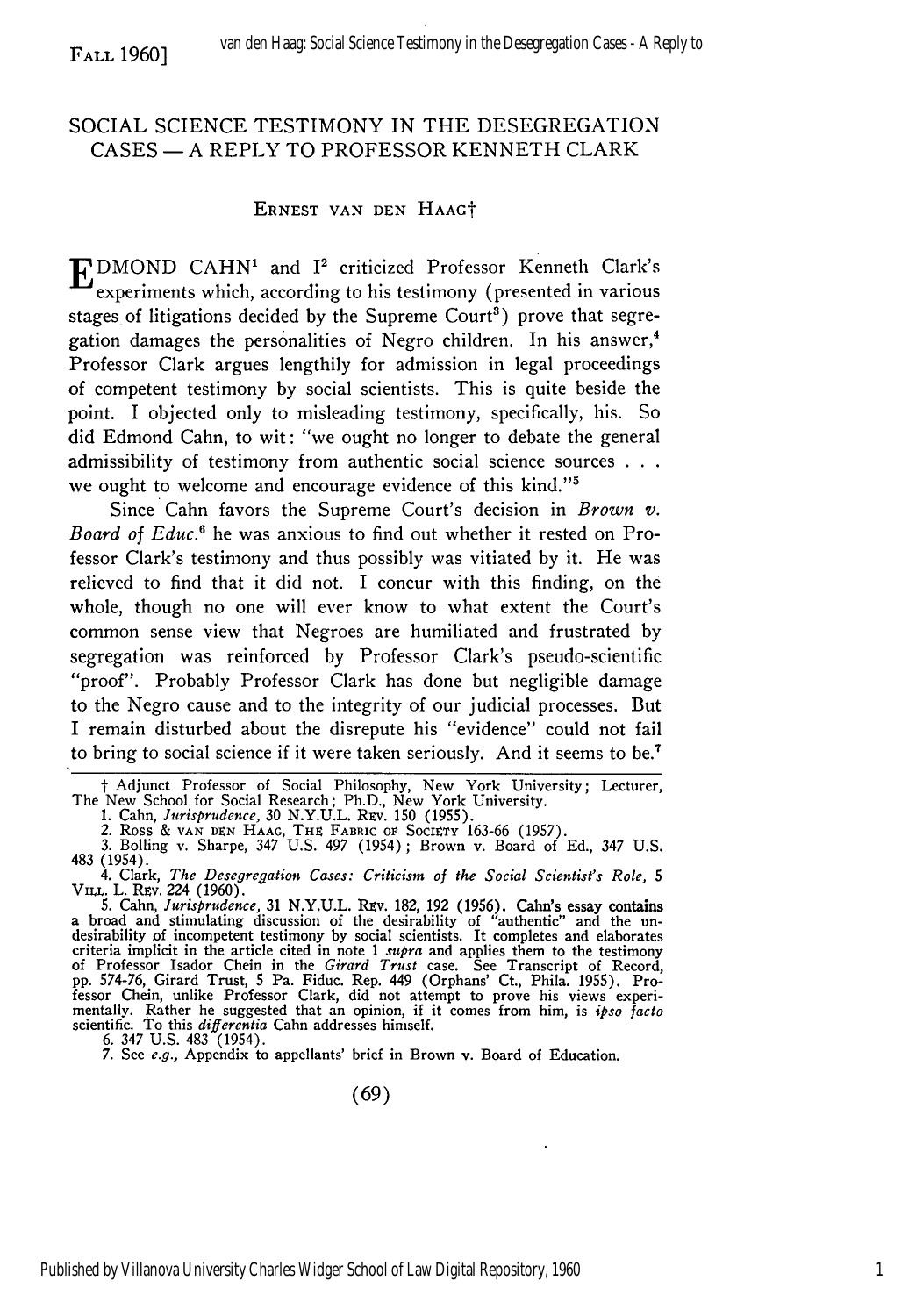# SOCIAL SCIENCE TESTIMONY IN THE DESEGREGATION CASES — A REPLY TO PROFESSOR KENNETH CLARK

ERNEST VAN DEN HAAG†

EDMOND CAHN[1] and I[2] criticized Professor Kenneth Clark's experiments which, according to his testimony (presented in various stages of litigations decided by the Supreme Court[3]) prove that segregation damages the personalities of Negro children. In his answer,[4] Professor Clark argues lengthily for admission in legal proceedings of competent testimony by social scientists. This is quite beside the point. I objected only to misleading testimony, specifically, his. So did Edmond Cahn, to wit: "we ought no longer to debate the general admissibility of testimony from authentic social science sources . . . we ought to welcome and encourage evidence of this kind."[5]

Since Cahn favors the Supreme Court's decision in *Brown v. Board of Educ.*[6] he was anxious to find out whether it rested on Professor Clark's testimony and thus possibly was vitiated by it. He was relieved to find that it did not. I concur with this finding, on the whole, though no one will ever know to what extent the Court's common sense view that Negroes are humiliated and frustrated by segregation was reinforced by Professor Clark's pseudo-scientific "proof". Probably Professor Clark has done but negligible damage to the Negro cause and to the integrity of our judicial processes. But I remain disturbed about the disrepute his "evidence" could not fail to bring to social science if it were taken seriously. And it seems to be.[7]

---

† Adjunct Professor of Social Philosophy, New York University; Lecturer, The New School for Social Research; Ph.D., New York University.

1. Cahn, *Jurisprudence*, 30 N.Y.U.L. Rev. 150 (1955).

2. Ross & van den Haag, The Fabric of Society 163-66 (1957).

3. Bolling v. Sharpe, 347 U.S. 497 (1954); Brown v. Board of Ed., 347 U.S. 483 (1954).

4. Clark, *The Desegregation Cases: Criticism of the Social Scientist's Role*, 5 Vill. L. Rev. 224 (1960).

5. Cahn, *Jurisprudence*, 31 N.Y.U.L. Rev. 182, 192 (1956). Cahn's essay contains a broad and stimulating discussion of the desirability of "authentic" and the undesirability of incompetent testimony by social scientists. It completes and elaborates criteria implicit in the article cited in note 1 *supra* and applies them to the testimony of Professor Isador Chein in the *Girard Trust* case. See Transcript of Record, pp. 574-76, Girard Trust, 5 Pa. Fiduc. Rep. 449 (Orphans' Ct., Phila. 1955). Professor Chein, unlike Professor Clark, did not attempt to prove his views experimentally. Rather he suggested that an opinion, if it comes from him, is *ipso facto* scientific. To this *differentia* Cahn addresses himself.

6. 347 U.S. 483 (1954).

7. See *e.g.*, Appendix to appellants' brief in Brown v. Board of Education.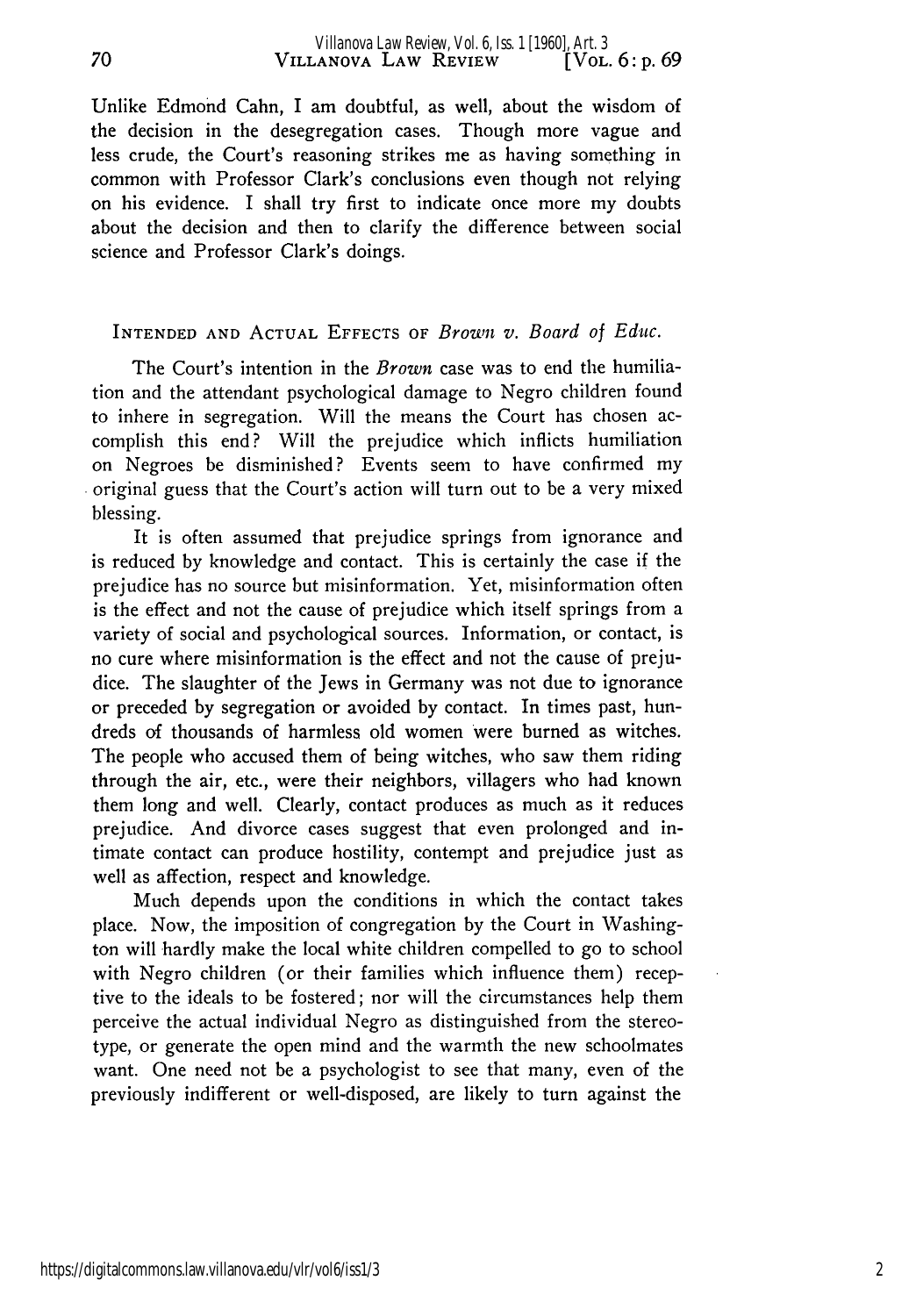Unlike Edmond Cahn, I am doubtful, as well, about the wisdom of the decision in the desegregation cases. Though more vague and less crude, the Court's reasoning strikes me as having something in common with Professor Clark's conclusions even though not relying on his evidence. I shall try first to indicate once more my doubts about the decision and then to clarify the difference between social science and Professor Clark's doings.

## INTENDED AND ACTUAL EFFECTS OF *Brown v. Board of Educ.*

The Court's intention in the *Brown* case was to end the humiliation and the attendant psychological damage to Negro children found to inhere in segregation. Will the means the Court has chosen accomplish this end? Will the prejudice which inflicts humiliation on Negroes be disminished? Events seem to have confirmed my original guess that the Court's action will turn out to be a very mixed blessing.

It is often assumed that prejudice springs from ignorance and is reduced by knowledge and contact. This is certainly the case if the prejudice has no source but misinformation. Yet, misinformation often is the effect and not the cause of prejudice which itself springs from a variety of social and psychological sources. Information, or contact, is no cure where misinformation is the effect and not the cause of prejudice. The slaughter of the Jews in Germany was not due to ignorance or preceded by segregation or avoided by contact. In times past, hundreds of thousands of harmless old women were burned as witches. The people who accused them of being witches, who saw them riding through the air, etc., were their neighbors, villagers who had known them long and well. Clearly, contact produces as much as it reduces prejudice. And divorce cases suggest that even prolonged and intimate contact can produce hostility, contempt and prejudice just as well as affection, respect and knowledge.

Much depends upon the conditions in which the contact takes place. Now, the imposition of congregation by the Court in Washington will hardly make the local white children compelled to go to school with Negro children (or their families which influence them) receptive to the ideals to be fostered; nor will the circumstances help them perceive the actual individual Negro as distinguished from the stereotype, or generate the open mind and the warmth the new schoolmates want. One need not be a psychologist to see that many, even of the previously indifferent or well-disposed, are likely to turn against the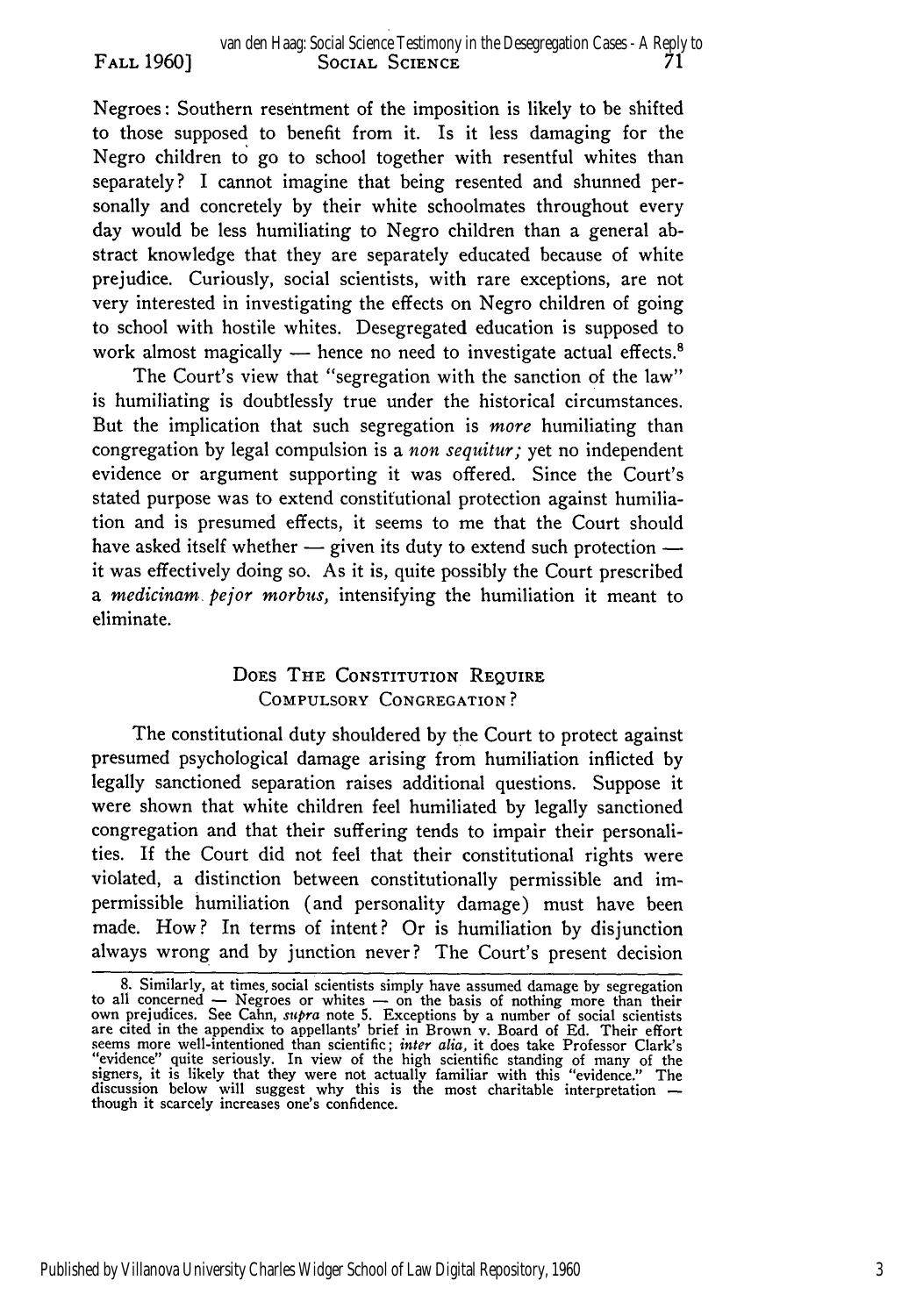Negroes: Southern resentment of the imposition is likely to be shifted to those supposed to benefit from it. Is it less damaging for the Negro children to go to school together with resentful whites than separately? I cannot imagine that being resented and shunned personally and concretely by their white schoolmates throughout every day would be less humiliating to Negro children than a general abstract knowledge that they are separately educated because of white prejudice. Curiously, social scientists, with rare exceptions, are not very interested in investigating the effects on Negro children of going to school with hostile whites. Desegregated education is supposed to work almost magically — hence no need to investigate actual effects.[8]

The Court's view that "segregation with the sanction of the law" is humiliating is doubtlessly true under the historical circumstances. But the implication that such segregation is *more* humiliating than congregation by legal compulsion is a *non sequitur;* yet no independent evidence or argument supporting it was offered. Since the Court's stated purpose was to extend constitutional protection against humiliation and is presumed effects, it seems to me that the Court should have asked itself whether — given its duty to extend such protection — it was effectively doing so. As it is, quite possibly the Court prescribed a *medicinam pejor morbus,* intensifying the humiliation it meant to eliminate.

## DOES THE CONSTITUTION REQUIRE COMPULSORY CONGREGATION?

The constitutional duty shouldered by the Court to protect against presumed psychological damage arising from humiliation inflicted by legally sanctioned separation raises additional questions. Suppose it were shown that white children feel humiliated by legally sanctioned congregation and that their suffering tends to impair their personalities. If the Court did not feel that their constitutional rights were violated, a distinction between constitutionally permissible and impermissible humiliation (and personality damage) must have been made. How? In terms of intent? Or is humiliation by disjunction always wrong and by junction never? The Court's present decision

---

8. Similarly, at times, social scientists simply have assumed damage by segregation to all concerned — Negroes or whites — on the basis of nothing more than their own prejudices. See Cahn, *supra* note 5. Exceptions by a number of social scientists are cited in the appendix to appellants' brief in Brown v. Board of Ed. Their effort seems more well-intentioned than scientific; *inter alia,* it does take Professor Clark's "evidence" quite seriously. In view of the high scientific standing of many of the signers, it is likely that they were not actually familiar with this "evidence." The discussion below will suggest why this is the most charitable interpretation — though it scarcely increases one's confidence.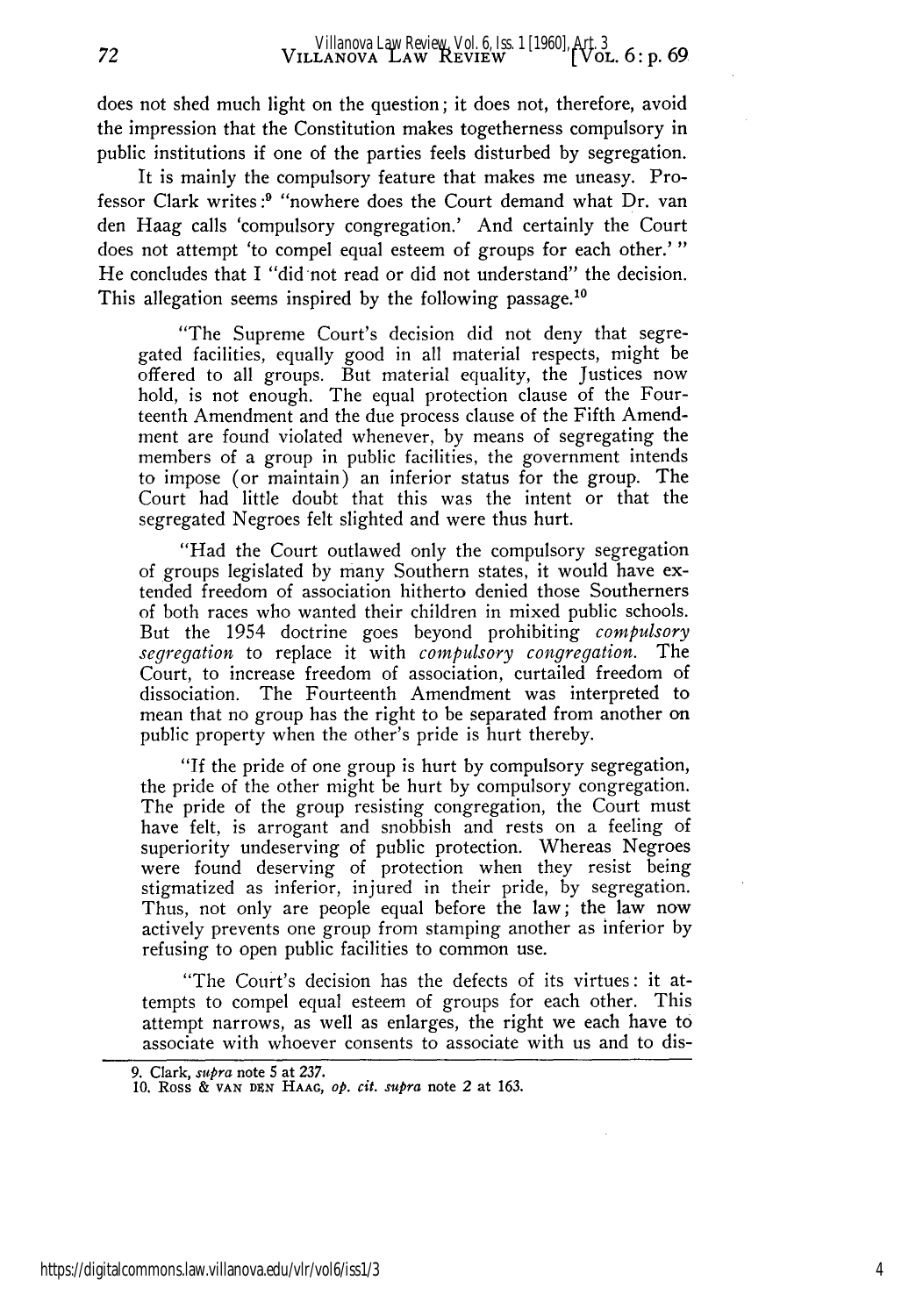does not shed much light on the question; it does not, therefore, avoid the impression that the Constitution makes togetherness compulsory in public institutions if one of the parties feels disturbed by segregation.

It is mainly the compulsory feature that makes me uneasy. Professor Clark writes:[9] "nowhere does the Court demand what Dr. van den Haag calls 'compulsory congregation.' And certainly the Court does not attempt 'to compel equal esteem of groups for each other.'" He concludes that I "did not read or did not understand" the decision. This allegation seems inspired by the following passage.[10]

"The Supreme Court's decision did not deny that segregated facilities, equally good in all material respects, might be offered to all groups. But material equality, the Justices now hold, is not enough. The equal protection clause of the Fourteenth Amendment and the due process clause of the Fifth Amendment are found violated whenever, by means of segregating the members of a group in public facilities, the government intends to impose (or maintain) an inferior status for the group. The Court had little doubt that this was the intent or that the segregated Negroes felt slighted and were thus hurt.

"Had the Court outlawed only the compulsory segregation of groups legislated by many Southern states, it would have extended freedom of association hitherto denied those Southerners of both races who wanted their children in mixed public schools. But the 1954 doctrine goes beyond prohibiting *compulsory segregation* to replace it with *compulsory congregation.* The Court, to increase freedom of association, curtailed freedom of dissociation. The Fourteenth Amendment was interpreted to mean that no group has the right to be separated from another on public property when the other's pride is hurt thereby.

"If the pride of one group is hurt by compulsory segregation, the pride of the other might be hurt by compulsory congregation. The pride of the group resisting congregation, the Court must have felt, is arrogant and snobbish and rests on a feeling of superiority undeserving of public protection. Whereas Negroes were found deserving of protection when they resist being stigmatized as inferior, injured in their pride, by segregation. Thus, not only are people equal before the law; the law now actively prevents one group from stamping another as inferior by refusing to open public facilities to common use.

"The Court's decision has the defects of its virtues: it attempts to compel equal esteem of groups for each other. This attempt narrows, as well as enlarges, the right we each have to associate with whoever consents to associate with us and to dis-

9. Clark, *supra* note 5 at 237.
10. Ross & VAN DEN HAAG, *op. cit. supra* note 2 at 163.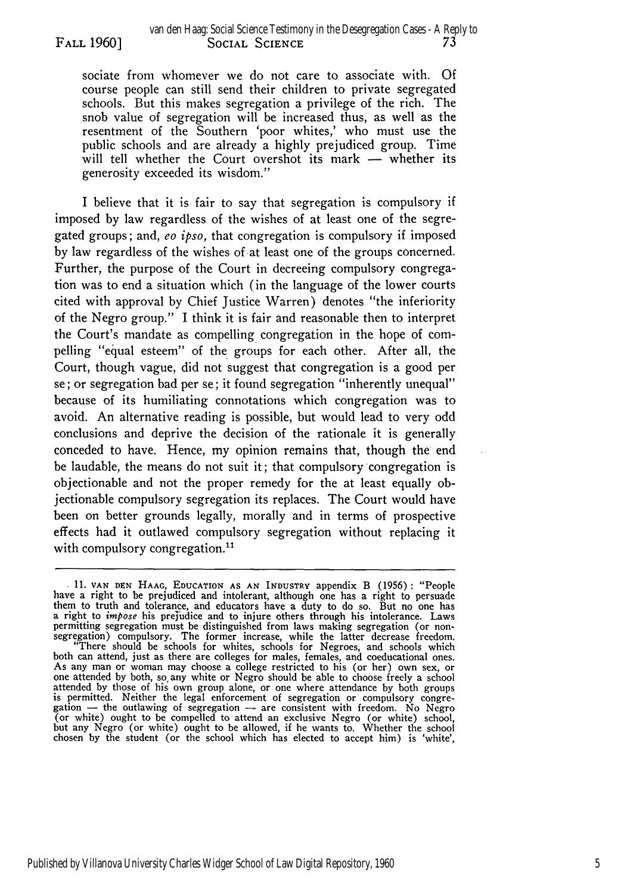sociate from whomever we do not care to associate with. Of course people can still send their children to private segregated schools. But this makes segregation a privilege of the rich. The snob value of segregation will be increased thus, as well as the resentment of the Southern 'poor whites,' who must use the public schools and are already a highly prejudiced group. Time will tell whether the Court overshot its mark — whether its generosity exceeded its wisdom."

I believe that it is fair to say that segregation is compulsory if imposed by law regardless of the wishes of at least one of the segregated groups; and, *eo ipso*, that congregation is compulsory if imposed by law regardless of the wishes of at least one of the groups concerned. Further, the purpose of the Court in decreeing compulsory congregation was to end a situation which (in the language of the lower courts cited with approval by Chief Justice Warren) denotes "the inferiority of the Negro group." I think it is fair and reasonable then to interpret the Court's mandate as compelling congregation in the hope of compelling "equal esteem" of the groups for each other. After all, the Court, though vague, did not suggest that congregation is a good per se; or segregation bad per se; it found segregation "inherently unequal" because of its humiliating connotations which congregation was to avoid. An alternative reading is possible, but would lead to very odd conclusions and deprive the decision of the rationale it is generally conceded to have. Hence, my opinion remains that, though the end be laudable, the means do not suit it; that compulsory congregation is objectionable and not the proper remedy for the at least equally objectionable compulsory segregation its replaces. The Court would have been on better grounds legally, morally and in terms of prospective effects had it outlawed compulsory segregation without replacing it with compulsory congregation.[11]

---

11. VAN DEN HAAG, EDUCATION AS AN INDUSTRY appendix B (1956): "People have a right to be prejudiced and intolerant, although one has a right to persuade them to truth and tolerance, and educators have a duty to do so. But no one has a right to *impose* his prejudice and to injure others through his intolerance. Laws permitting segregation must be distinguished from laws making segregation (or non-segregation) compulsory. The former increase, while the latter decrease freedom.
"There should be schools for whites, schools for Negroes, and schools which both can attend, just as there are colleges for males, females, and coeducational ones. As any man or woman may choose a college restricted to his (or her) own sex, or one attended by both, so any white or Negro should be able to choose freely a school attended by those of his own group alone, or one where attendance by both groups is permitted. Neither the legal enforcement of segregation or compulsory congregation — the outlawing of segregation — are consistent with freedom. No Negro (or white) ought to be compelled to attend an exclusive Negro (or white) school, but any Negro (or white) ought to be allowed, if he wants to. Whether the school chosen by the student (or the school which has elected to accept him) is 'white',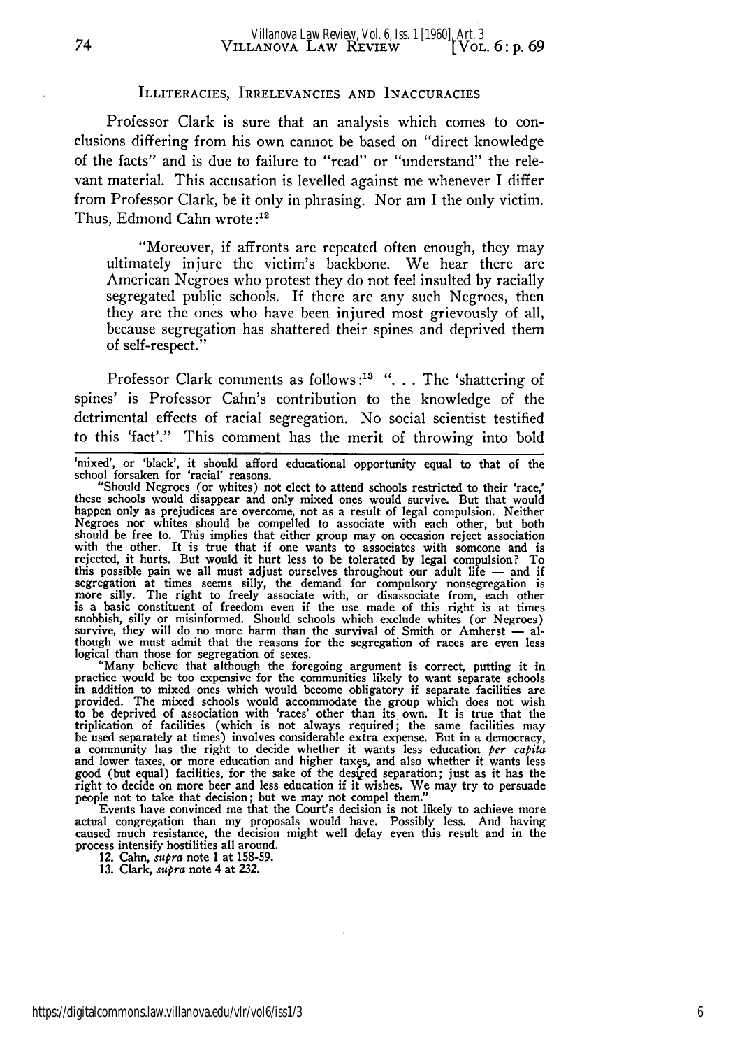## ILLITERACIES, IRRELEVANCIES AND INACCURACIES

Professor Clark is sure that an analysis which comes to conclusions differing from his own cannot be based on "direct knowledge of the facts" and is due to failure to "read" or "understand" the relevant material. This accusation is levelled against me whenever I differ from Professor Clark, be it only in phrasing. Nor am I the only victim. Thus, Edmond Cahn wrote:[12]

> "Moreover, if affronts are repeated often enough, they may ultimately injure the victim's backbone. We hear there are American Negroes who protest they do not feel insulted by racially segregated public schools. If there are any such Negroes, then they are the ones who have been injured most grievously of all, because segregation has shattered their spines and deprived them of self-respect."

Professor Clark comments as follows:[13] ". . . The 'shattering of spines' is Professor Cahn's contribution to the knowledge of the detrimental effects of racial segregation. No social scientist testified to this 'fact'." This comment has the merit of throwing into bold

---

'mixed', or 'black', it should afford educational opportunity equal to that of the school forsaken for 'racial' reasons.

"Should Negroes (or whites) not elect to attend schools restricted to their 'race,' these schools would disappear and only mixed ones would survive. But that would happen only as prejudices are overcome, not as a result of legal compulsion. Neither Negroes nor whites should be compelled to associate with each other, but both should be free to. This implies that either group may on occasion reject association with the other. It is true that if one wants to associates with someone and is rejected, it hurts. But would it hurt less to be tolerated by legal compulsion? To this possible pain we all must adjust ourselves throughout our adult life — and if segregation at times seems silly, the demand for compulsory nonsegregation is more silly. The right to freely associate with, or disassociate from, each other is a basic constituent of freedom even if the use made of this right is at times snobbish, silly or misinformed. Should schools which exclude whites (or Negroes) survive, they will do no more harm than the survival of Smith or Amherst — although we must admit that the reasons for the segregation of races are even less logical than those for segregation of sexes.

"Many believe that although the foregoing argument is correct, putting it in practice would be too expensive for the communities likely to want separate schools in addition to mixed ones which would become obligatory if separate facilities are provided. The mixed schools would accommodate the group which does not wish to be deprived of association with 'races' other than its own. It is true that the triplication of facilities (which is not always required; the same facilities may be used separately at times) involves considerable extra expense. But in a democracy, a community has the right to decide whether it wants less education *per capita* and lower taxes, or more education and higher taxes, and also whether it wants less good (but equal) facilities, for the sake of the desired separation; just as it has the right to decide on more beer and less education if it wishes. We may try to persuade people not to take that decision; but we may not compel them."

Events have convinced me that the Court's decision is not likely to achieve more actual congregation than my proposals would have. Possibly less. And having caused much resistance, the decision might well delay even this result and in the process intensify hostilities all around.

12. Cahn, *supra* note 1 at 158-59.

13. Clark, *supra* note 4 at 232.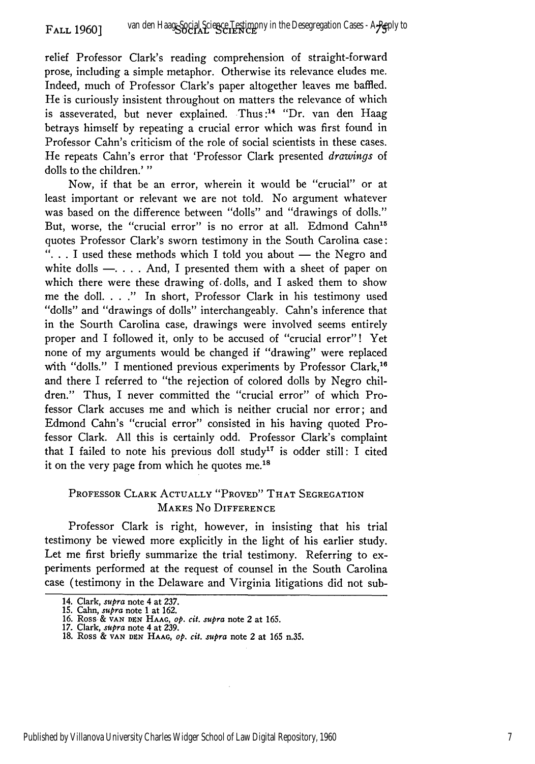relief Professor Clark's reading comprehension of straight-forward prose, including a simple metaphor. Otherwise its relevance eludes me. Indeed, much of Professor Clark's paper altogether leaves me baffled. He is curiously insistent throughout on matters the relevance of which is asseverated, but never explained. Thus:[14] "Dr. van den Haag betrays himself by repeating a crucial error which was first found in Professor Cahn's criticism of the role of social scientists in these cases. He repeats Cahn's error that 'Professor Clark presented *drawings* of dolls to the children.' "

Now, if that be an error, wherein it would be "crucial" or at least important or relevant we are not told. No argument whatever was based on the difference between "dolls" and "drawings of dolls." But, worse, the "crucial error" is no error at all. Edmond Cahn[15] quotes Professor Clark's sworn testimony in the South Carolina case: ". . . I used these methods which I told you about — the Negro and white dolls —. . . . And, I presented them with a sheet of paper on which there were these drawing of dolls, and I asked them to show me the doll. . . ." In short, Professor Clark in his testimony used "dolls" and "drawings of dolls" interchangeably. Cahn's inference that in the Sourth Carolina case, drawings were involved seems entirely proper and I followed it, only to be accused of "crucial error"! Yet none of my arguments would be changed if "drawing" were replaced with "dolls." I mentioned previous experiments by Professor Clark,[16] and there I referred to "the rejection of colored dolls by Negro children." Thus, I never committed the "crucial error" of which Professor Clark accuses me and which is neither crucial nor error; and Edmond Cahn's "crucial error" consisted in his having quoted Professor Clark. All this is certainly odd. Professor Clark's complaint that I failed to note his previous doll study[17] is odder still: I cited it on the very page from which he quotes me.[18]

## PROFESSOR CLARK ACTUALLY "PROVED" THAT SEGREGATION MAKES NO DIFFERENCE

Professor Clark is right, however, in insisting that his trial testimony be viewed more explicitly in the light of his earlier study. Let me first briefly summarize the trial testimony. Referring to experiments performed at the request of counsel in the South Carolina case (testimony in the Delaware and Virginia litigations did not sub-

14. Clark, *supra* note 4 at 237.
15. Cahn, *supra* note 1 at 162.
16. Ross & VAN DEN HAAG, *op. cit. supra* note 2 at 165.
17. Clark, *supra* note 4 at 239.
18. Ross & VAN DEN HAAG, *op. cit. supra* note 2 at 165 n.35.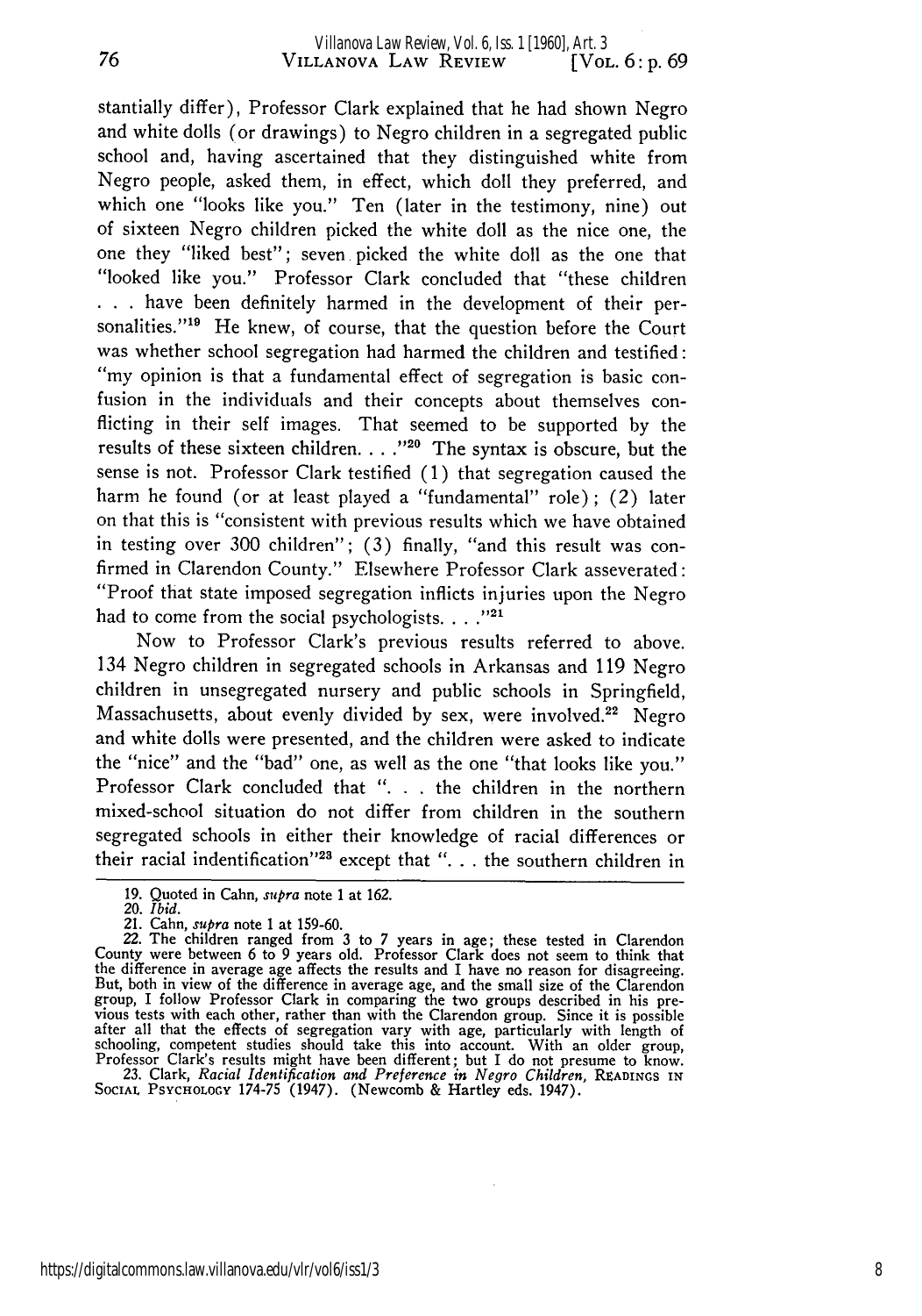stantially differ), Professor Clark explained that he had shown Negro and white dolls (or drawings) to Negro children in a segregated public school and, having ascertained that they distinguished white from Negro people, asked them, in effect, which doll they preferred, and which one "looks like you." Ten (later in the testimony, nine) out of sixteen Negro children picked the white doll as the nice one, the one they "liked best"; seven picked the white doll as the one that "looked like you." Professor Clark concluded that "these children . . . have been definitely harmed in the development of their personalities."[19] He knew, of course, that the question before the Court was whether school segregation had harmed the children and testified: "my opinion is that a fundamental effect of segregation is basic confusion in the individuals and their concepts about themselves conflicting in their self images. That seemed to be supported by the results of these sixteen children. . . ."[20] The syntax is obscure, but the sense is not. Professor Clark testified (1) that segregation caused the harm he found (or at least played a "fundamental" role); (2) later on that this is "consistent with previous results which we have obtained in testing over 300 children"; (3) finally, "and this result was confirmed in Clarendon County." Elsewhere Professor Clark asseverated: "Proof that state imposed segregation inflicts injuries upon the Negro had to come from the social psychologists. . . ."[21]

Now to Professor Clark's previous results referred to above. 134 Negro children in segregated schools in Arkansas and 119 Negro children in unsegregated nursery and public schools in Springfield, Massachusetts, about evenly divided by sex, were involved.[22] Negro and white dolls were presented, and the children were asked to indicate the "nice" and the "bad" one, as well as the one "that looks like you." Professor Clark concluded that ". . . the children in the northern mixed-school situation do not differ from children in the southern segregated schools in either their knowledge of racial differences or their racial indentification"[23] except that ". . . the southern children in

---

19. Quoted in Cahn, *supra* note 1 at 162.

20. *Ibid.*

21. Cahn, *supra* note 1 at 159-60.

22. The children ranged from 3 to 7 years in age; these tested in Clarendon County were between 6 to 9 years old. Professor Clark does not seem to think that the difference in average age affects the results and I have no reason for disagreeing. But, both in view of the difference in average age, and the small size of the Clarendon group, I follow Professor Clark in comparing the two groups described in his previous tests with each other, rather than with the Clarendon group. Since it is possible after all that the effects of segregation vary with age, particularly with length of schooling, competent studies should take this into account. With an older group, Professor Clark's results might have been different; but I do not presume to know.

23. Clark, *Racial Identification and Preference in Negro Children*, READINGS IN SOCIAL PSYCHOLOGY 174-75 (1947). (Newcomb & Hartley eds. 1947).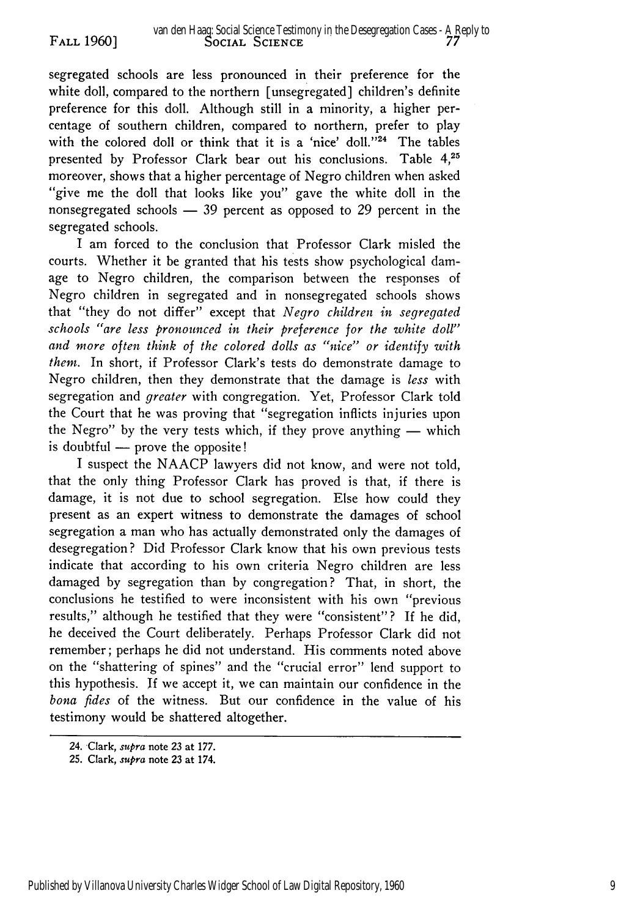segregated schools are less pronounced in their preference for the white doll, compared to the northern [unsegregated] children's definite preference for this doll. Although still in a minority, a higher percentage of southern children, compared to northern, prefer to play with the colored doll or think that it is a 'nice' doll."[24] The tables presented by Professor Clark bear out his conclusions. Table 4,[25] moreover, shows that a higher percentage of Negro children when asked "give me the doll that looks like you" gave the white doll in the nonsegregated schools — 39 percent as opposed to 29 percent in the segregated schools.

I am forced to the conclusion that Professor Clark misled the courts. Whether it be granted that his tests show psychological damage to Negro children, the comparison between the responses of Negro children in segregated and in nonsegregated schools shows that "they do not differ" except that *Negro children in segregated schools "are less pronounced in their preference for the white doll" and more often think of the colored dolls as "nice" or identify with them.* In short, if Professor Clark's tests do demonstrate damage to Negro children, then they demonstrate that the damage is *less* with segregation and *greater* with congregation. Yet, Professor Clark told the Court that he was proving that "segregation inflicts injuries upon the Negro" by the very tests which, if they prove anything — which is doubtful — prove the opposite!

I suspect the NAACP lawyers did not know, and were not told, that the only thing Professor Clark has proved is that, if there is damage, it is not due to school segregation. Else how could they present as an expert witness to demonstrate the damages of school segregation a man who has actually demonstrated only the damages of desegregation? Did Professor Clark know that his own previous tests indicate that according to his own criteria Negro children are less damaged by segregation than by congregation? That, in short, the conclusions he testified to were inconsistent with his own "previous results," although he testified that they were "consistent"? If he did, he deceived the Court deliberately. Perhaps Professor Clark did not remember; perhaps he did not understand. His comments noted above on the "shattering of spines" and the "crucial error" lend support to this hypothesis. If we accept it, we can maintain our confidence in the *bona fides* of the witness. But our confidence in the value of his testimony would be shattered altogether.

---

24. Clark, *supra* note 23 at 177.

25. Clark, *supra* note 23 at 174.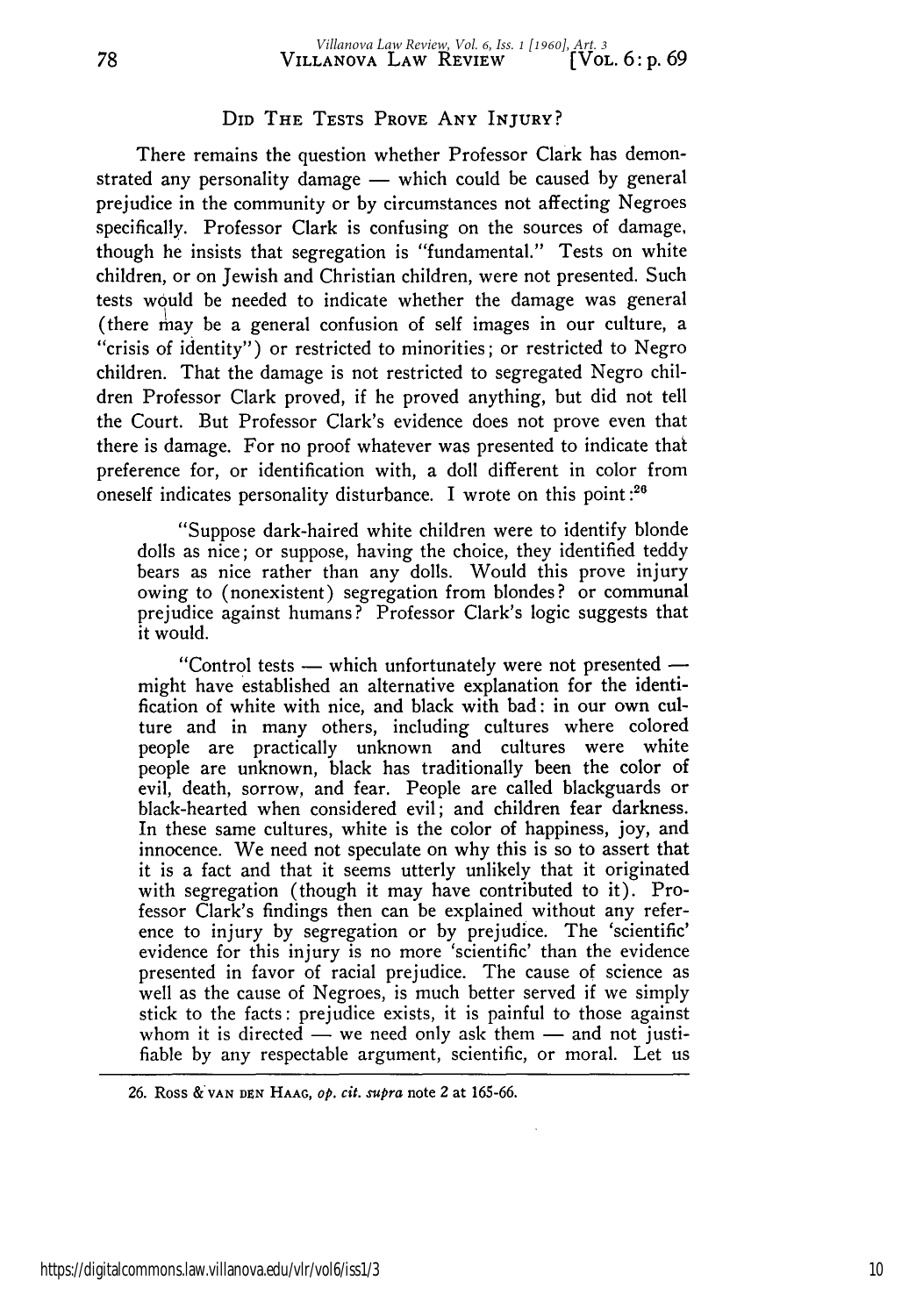## DID THE TESTS PROVE ANY INJURY?

There remains the question whether Professor Clark has demonstrated any personality damage — which could be caused by general prejudice in the community or by circumstances not affecting Negroes specifically. Professor Clark is confusing on the sources of damage, though he insists that segregation is "fundamental." Tests on white children, or on Jewish and Christian children, were not presented. Such tests would be needed to indicate whether the damage was general (there may be a general confusion of self images in our culture, a "crisis of identity") or restricted to minorities; or restricted to Negro children. That the damage is not restricted to segregated Negro children Professor Clark proved, if he proved anything, but did not tell the Court. But Professor Clark's evidence does not prove even that there is damage. For no proof whatever was presented to indicate that preference for, or identification with, a doll different in color from oneself indicates personality disturbance. I wrote on this point:[26]

> "Suppose dark-haired white children were to identify blonde dolls as nice; or suppose, having the choice, they identified teddy bears as nice rather than any dolls. Would this prove injury owing to (nonexistent) segregation from blondes? or communal prejudice against humans? Professor Clark's logic suggests that it would.
>
> "Control tests — which unfortunately were not presented — might have established an alternative explanation for the identification of white with nice, and black with bad: in our own culture and in many others, including cultures where colored people are practically unknown and cultures were white people are unknown, black has traditionally been the color of evil, death, sorrow, and fear. People are called blackguards or black-hearted when considered evil; and children fear darkness. In these same cultures, white is the color of happiness, joy, and innocence. We need not speculate on why this is so to assert that it is a fact and that it seems utterly unlikely that it originated with segregation (though it may have contributed to it). Professor Clark's findings then can be explained without any reference to injury by segregation or by prejudice. The 'scientific' evidence for this injury is no more 'scientific' than the evidence presented in favor of racial prejudice. The cause of science as well as the cause of Negroes, is much better served if we simply stick to the facts: prejudice exists, it is painful to those against whom it is directed — we need only ask them — and not justifiable by any respectable argument, scientific, or moral. Let us

---

26. ROSS & VAN DEN HAAG, *op. cit. supra* note 2 at 165-66.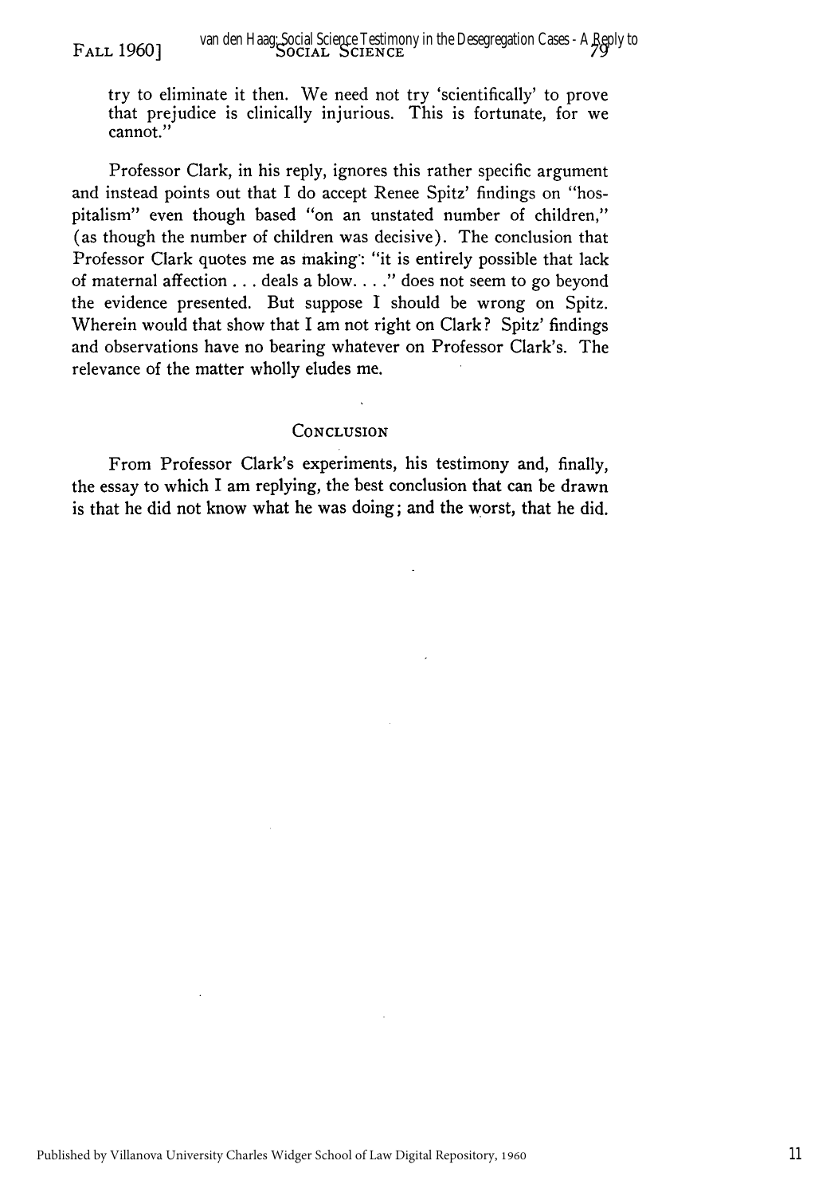try to eliminate it then. We need not try 'scientifically' to prove that prejudice is clinically injurious. This is fortunate, for we cannot."

Professor Clark, in his reply, ignores this rather specific argument and instead points out that I do accept Renee Spitz' findings on "hospitalism" even though based "on an unstated number of children," (as though the number of children was decisive). The conclusion that Professor Clark quotes me as making: "it is entirely possible that lack of maternal affection . . . deals a blow. . . ." does not seem to go beyond the evidence presented. But suppose I should be wrong on Spitz. Wherein would that show that I am not right on Clark? Spitz' findings and observations have no bearing whatever on Professor Clark's. The relevance of the matter wholly eludes me.

## Conclusion

From Professor Clark's experiments, his testimony and, finally, the essay to which I am replying, the best conclusion that can be drawn is that he did not know what he was doing; and the worst, that he did.